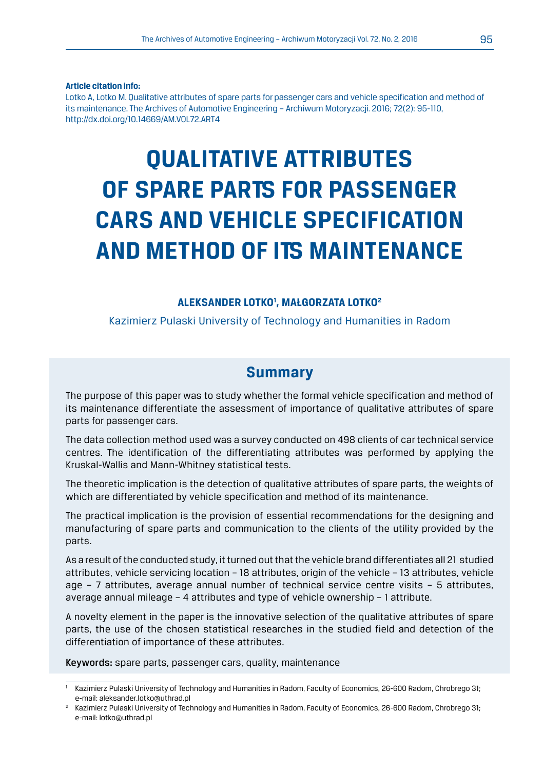**Article citation info:**
Lotko A, Lotko M. Qualitative attributes of spare parts for passenger cars and vehicle specification and method of its maintenance. The Archives of Automotive Engineering – Archiwum Motoryzacji. 2016; 72(2): 95-110, http://dx.doi.org/10.14669/AM.VOL72.ART4

# QUALITATIVE ATTRIBUTES OF SPARE PARTS FOR PASSENGER CARS AND VEHICLE SPECIFICATION AND METHOD OF ITS MAINTENANCE

**ALEKSANDER LOTKO[1], MAŁGORZATA LOTKO[2]**

Kazimierz Pulaski University of Technology and Humanities in Radom

## Summary

The purpose of this paper was to study whether the formal vehicle specification and method of its maintenance differentiate the assessment of importance of qualitative attributes of spare parts for passenger cars.

The data collection method used was a survey conducted on 498 clients of car technical service centres. The identification of the differentiating attributes was performed by applying the Kruskal-Wallis and Mann-Whitney statistical tests.

The theoretic implication is the detection of qualitative attributes of spare parts, the weights of which are differentiated by vehicle specification and method of its maintenance.

The practical implication is the provision of essential recommendations for the designing and manufacturing of spare parts and communication to the clients of the utility provided by the parts.

As a result of the conducted study, it turned out that the vehicle brand differentiates all 21 studied attributes, vehicle servicing location – 18 attributes, origin of the vehicle – 13 attributes, vehicle age – 7 attributes, average annual number of technical service centre visits – 5 attributes, average annual mileage – 4 attributes and type of vehicle ownership – 1 attribute.

A novelty element in the paper is the innovative selection of the qualitative attributes of spare parts, the use of the chosen statistical researches in the studied field and detection of the differentiation of importance of these attributes.

**Keywords:** spare parts, passenger cars, quality, maintenance

[1] Kazimierz Pulaski University of Technology and Humanities in Radom, Faculty of Economics, 26-600 Radom, Chrobrego 31; e-mail: aleksander.lotko@uthrad.pl

[2] Kazimierz Pulaski University of Technology and Humanities in Radom, Faculty of Economics, 26-600 Radom, Chrobrego 31; e-mail: lotko@uthrad.pl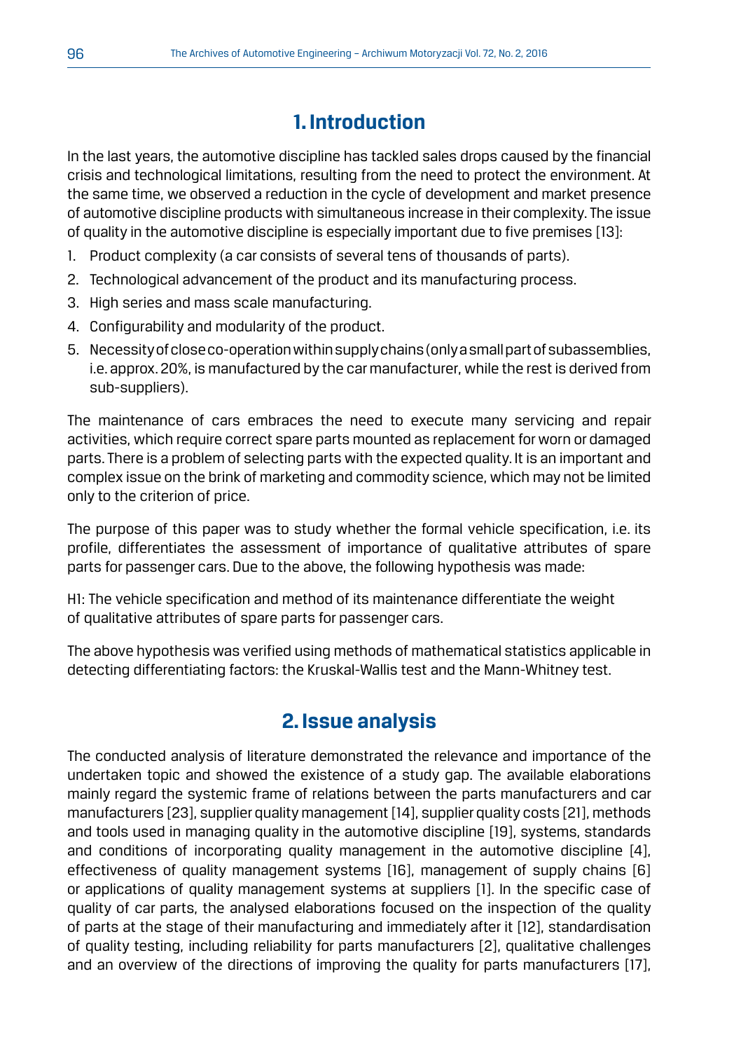## 1. Introduction

In the last years, the automotive discipline has tackled sales drops caused by the financial crisis and technological limitations, resulting from the need to protect the environment. At the same time, we observed a reduction in the cycle of development and market presence of automotive discipline products with simultaneous increase in their complexity. The issue of quality in the automotive discipline is especially important due to five premises [13]:

1. Product complexity (a car consists of several tens of thousands of parts).
2. Technological advancement of the product and its manufacturing process.
3. High series and mass scale manufacturing.
4. Configurability and modularity of the product.
5. Necessity of close co-operation within supply chains (only a small part of subassemblies, i.e. approx. 20%, is manufactured by the car manufacturer, while the rest is derived from sub-suppliers).

The maintenance of cars embraces the need to execute many servicing and repair activities, which require correct spare parts mounted as replacement for worn or damaged parts. There is a problem of selecting parts with the expected quality. It is an important and complex issue on the brink of marketing and commodity science, which may not be limited only to the criterion of price.

The purpose of this paper was to study whether the formal vehicle specification, i.e. its profile, differentiates the assessment of importance of qualitative attributes of spare parts for passenger cars. Due to the above, the following hypothesis was made:

H1: The vehicle specification and method of its maintenance differentiate the weight of qualitative attributes of spare parts for passenger cars.

The above hypothesis was verified using methods of mathematical statistics applicable in detecting differentiating factors: the Kruskal-Wallis test and the Mann-Whitney test.

## 2. Issue analysis

The conducted analysis of literature demonstrated the relevance and importance of the undertaken topic and showed the existence of a study gap. The available elaborations mainly regard the systemic frame of relations between the parts manufacturers and car manufacturers [23], supplier quality management [14], supplier quality costs [21], methods and tools used in managing quality in the automotive discipline [19], systems, standards and conditions of incorporating quality management in the automotive discipline [4], effectiveness of quality management systems [16], management of supply chains [6] or applications of quality management systems at suppliers [1]. In the specific case of quality of car parts, the analysed elaborations focused on the inspection of the quality of parts at the stage of their manufacturing and immediately after it [12], standardisation of quality testing, including reliability for parts manufacturers [2], qualitative challenges and an overview of the directions of improving the quality for parts manufacturers [17],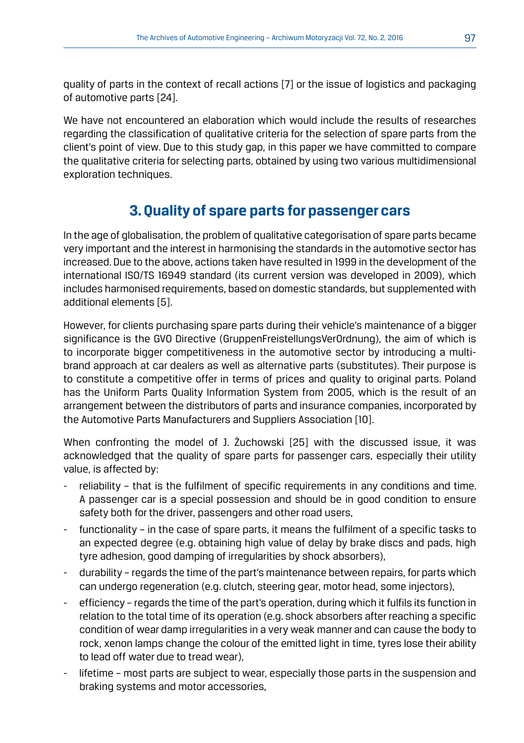quality of parts in the context of recall actions [7] or the issue of logistics and packaging of automotive parts [24].

We have not encountered an elaboration which would include the results of researches regarding the classification of qualitative criteria for the selection of spare parts from the client's point of view. Due to this study gap, in this paper we have committed to compare the qualitative criteria for selecting parts, obtained by using two various multidimensional exploration techniques.

## 3. Quality of spare parts for passenger cars

In the age of globalisation, the problem of qualitative categorisation of spare parts became very important and the interest in harmonising the standards in the automotive sector has increased. Due to the above, actions taken have resulted in 1999 in the development of the international ISO/TS 16949 standard (its current version was developed in 2009), which includes harmonised requirements, based on domestic standards, but supplemented with additional elements [5].

However, for clients purchasing spare parts during their vehicle's maintenance of a bigger significance is the GVO Directive (GruppenFreistellungsVerOrdnung), the aim of which is to incorporate bigger competitiveness in the automotive sector by introducing a multi-brand approach at car dealers as well as alternative parts (substitutes). Their purpose is to constitute a competitive offer in terms of prices and quality to original parts. Poland has the Uniform Parts Quality Information System from 2005, which is the result of an arrangement between the distributors of parts and insurance companies, incorporated by the Automotive Parts Manufacturers and Suppliers Association [10].

When confronting the model of J. Żuchowski [25] with the discussed issue, it was acknowledged that the quality of spare parts for passenger cars, especially their utility value, is affected by:

- reliability – that is the fulfilment of specific requirements in any conditions and time. A passenger car is a special possession and should be in good condition to ensure safety both for the driver, passengers and other road users,
- functionality – in the case of spare parts, it means the fulfilment of a specific tasks to an expected degree (e.g. obtaining high value of delay by brake discs and pads, high tyre adhesion, good damping of irregularities by shock absorbers),
- durability – regards the time of the part's maintenance between repairs, for parts which can undergo regeneration (e.g. clutch, steering gear, motor head, some injectors),
- efficiency – regards the time of the part's operation, during which it fulfils its function in relation to the total time of its operation (e.g. shock absorbers after reaching a specific condition of wear damp irregularities in a very weak manner and can cause the body to rock, xenon lamps change the colour of the emitted light in time, tyres lose their ability to lead off water due to tread wear),
- lifetime – most parts are subject to wear, especially those parts in the suspension and braking systems and motor accessories,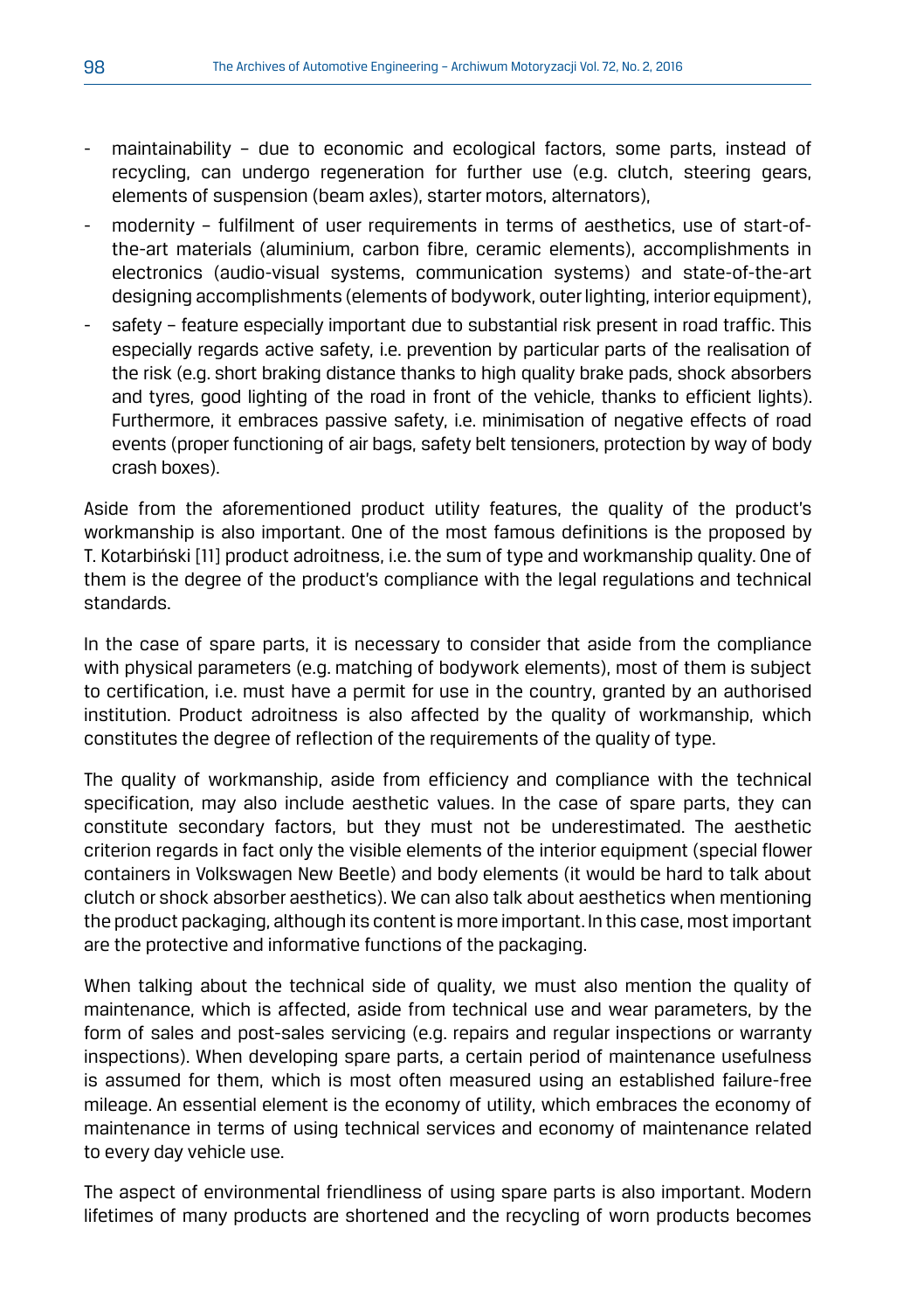- maintainability – due to economic and ecological factors, some parts, instead of recycling, can undergo regeneration for further use (e.g. clutch, steering gears, elements of suspension (beam axles), starter motors, alternators),
- modernity – fulfilment of user requirements in terms of aesthetics, use of start-of-the-art materials (aluminium, carbon fibre, ceramic elements), accomplishments in electronics (audio-visual systems, communication systems) and state-of-the-art designing accomplishments (elements of bodywork, outer lighting, interior equipment),
- safety – feature especially important due to substantial risk present in road traffic. This especially regards active safety, i.e. prevention by particular parts of the realisation of the risk (e.g. short braking distance thanks to high quality brake pads, shock absorbers and tyres, good lighting of the road in front of the vehicle, thanks to efficient lights). Furthermore, it embraces passive safety, i.e. minimisation of negative effects of road events (proper functioning of air bags, safety belt tensioners, protection by way of body crash boxes).

Aside from the aforementioned product utility features, the quality of the product's workmanship is also important. One of the most famous definitions is the proposed by T. Kotarbiński [11] product adroitness, i.e. the sum of type and workmanship quality. One of them is the degree of the product's compliance with the legal regulations and technical standards.

In the case of spare parts, it is necessary to consider that aside from the compliance with physical parameters (e.g. matching of bodywork elements), most of them is subject to certification, i.e. must have a permit for use in the country, granted by an authorised institution. Product adroitness is also affected by the quality of workmanship, which constitutes the degree of reflection of the requirements of the quality of type.

The quality of workmanship, aside from efficiency and compliance with the technical specification, may also include aesthetic values. In the case of spare parts, they can constitute secondary factors, but they must not be underestimated. The aesthetic criterion regards in fact only the visible elements of the interior equipment (special flower containers in Volkswagen New Beetle) and body elements (it would be hard to talk about clutch or shock absorber aesthetics). We can also talk about aesthetics when mentioning the product packaging, although its content is more important. In this case, most important are the protective and informative functions of the packaging.

When talking about the technical side of quality, we must also mention the quality of maintenance, which is affected, aside from technical use and wear parameters, by the form of sales and post-sales servicing (e.g. repairs and regular inspections or warranty inspections). When developing spare parts, a certain period of maintenance usefulness is assumed for them, which is most often measured using an established failure-free mileage. An essential element is the economy of utility, which embraces the economy of maintenance in terms of using technical services and economy of maintenance related to every day vehicle use.

The aspect of environmental friendliness of using spare parts is also important. Modern lifetimes of many products are shortened and the recycling of worn products becomes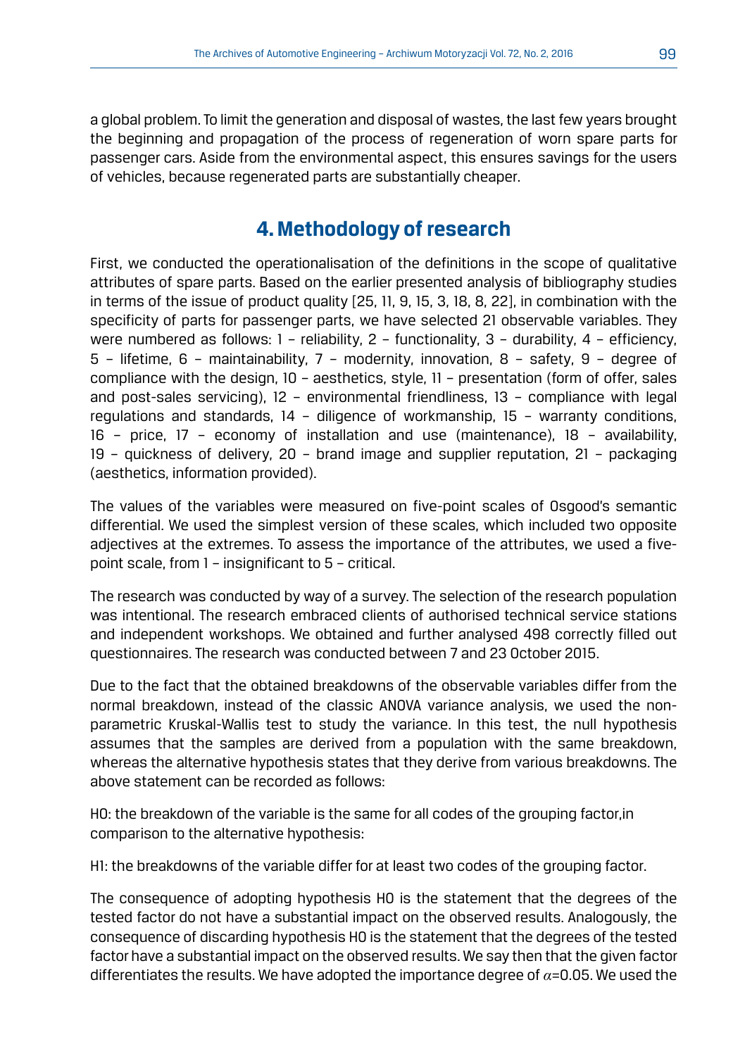a global problem. To limit the generation and disposal of wastes, the last few years brought the beginning and propagation of the process of regeneration of worn spare parts for passenger cars. Aside from the environmental aspect, this ensures savings for the users of vehicles, because regenerated parts are substantially cheaper.

## 4. Methodology of research

First, we conducted the operationalisation of the definitions in the scope of qualitative attributes of spare parts. Based on the earlier presented analysis of bibliography studies in terms of the issue of product quality [25, 11, 9, 15, 3, 18, 8, 22], in combination with the specificity of parts for passenger parts, we have selected 21 observable variables. They were numbered as follows: 1 – reliability, 2 – functionality, 3 – durability, 4 – efficiency, 5 – lifetime, 6 – maintainability, 7 – modernity, innovation, 8 – safety, 9 – degree of compliance with the design, 10 – aesthetics, style, 11 – presentation (form of offer, sales and post-sales servicing), 12 – environmental friendliness, 13 – compliance with legal regulations and standards, 14 – diligence of workmanship, 15 – warranty conditions, 16 – price, 17 – economy of installation and use (maintenance), 18 – availability, 19 – quickness of delivery, 20 – brand image and supplier reputation, 21 – packaging (aesthetics, information provided).

The values of the variables were measured on five-point scales of Osgood's semantic differential. We used the simplest version of these scales, which included two opposite adjectives at the extremes. To assess the importance of the attributes, we used a five-point scale, from 1 – insignificant to 5 – critical.

The research was conducted by way of a survey. The selection of the research population was intentional. The research embraced clients of authorised technical service stations and independent workshops. We obtained and further analysed 498 correctly filled out questionnaires. The research was conducted between 7 and 23 October 2015.

Due to the fact that the obtained breakdowns of the observable variables differ from the normal breakdown, instead of the classic ANOVA variance analysis, we used the non-parametric Kruskal-Wallis test to study the variance. In this test, the null hypothesis assumes that the samples are derived from a population with the same breakdown, whereas the alternative hypothesis states that they derive from various breakdowns. The above statement can be recorded as follows:

H0: the breakdown of the variable is the same for all codes of the grouping factor,in comparison to the alternative hypothesis:

H1: the breakdowns of the variable differ for at least two codes of the grouping factor.

The consequence of adopting hypothesis H0 is the statement that the degrees of the tested factor do not have a substantial impact on the observed results. Analogously, the consequence of discarding hypothesis H0 is the statement that the degrees of the tested factor have a substantial impact on the observed results. We say then that the given factor differentiates the results. We have adopted the importance degree of $\alpha$=0.05. We used the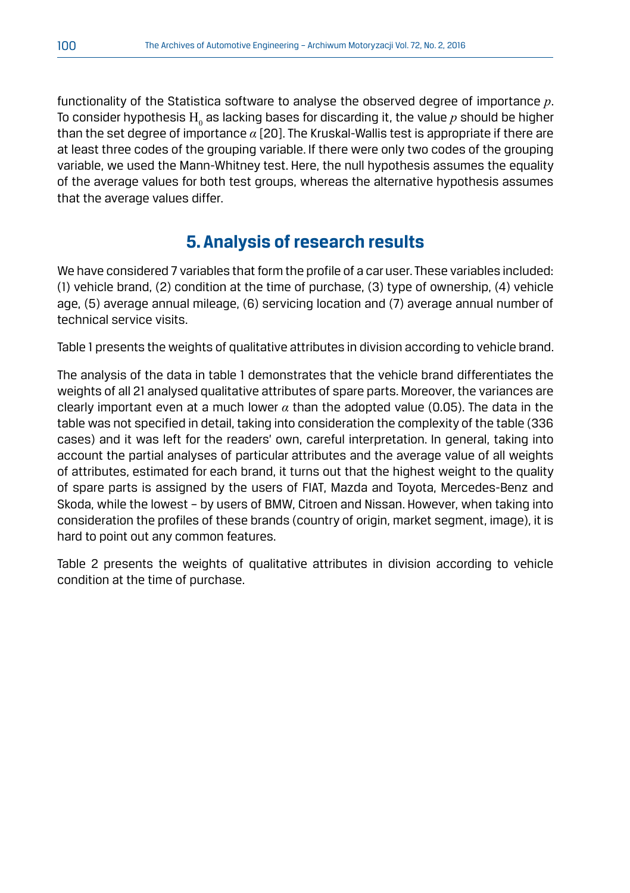functionality of the Statistica software to analyse the observed degree of importance $p$. To consider hypothesis $H_0$ as lacking bases for discarding it, the value $p$ should be higher than the set degree of importance $\alpha$ [20]. The Kruskal-Wallis test is appropriate if there are at least three codes of the grouping variable. If there were only two codes of the grouping variable, we used the Mann-Whitney test. Here, the null hypothesis assumes the equality of the average values for both test groups, whereas the alternative hypothesis assumes that the average values differ.

## 5. Analysis of research results

We have considered 7 variables that form the profile of a car user. These variables included: (1) vehicle brand, (2) condition at the time of purchase, (3) type of ownership, (4) vehicle age, (5) average annual mileage, (6) servicing location and (7) average annual number of technical service visits.

Table 1 presents the weights of qualitative attributes in division according to vehicle brand.

The analysis of the data in table 1 demonstrates that the vehicle brand differentiates the weights of all 21 analysed qualitative attributes of spare parts. Moreover, the variances are clearly important even at a much lower $\alpha$ than the adopted value (0.05). The data in the table was not specified in detail, taking into consideration the complexity of the table (336 cases) and it was left for the readers' own, careful interpretation. In general, taking into account the partial analyses of particular attributes and the average value of all weights of attributes, estimated for each brand, it turns out that the highest weight to the quality of spare parts is assigned by the users of FIAT, Mazda and Toyota, Mercedes-Benz and Skoda, while the lowest – by users of BMW, Citroen and Nissan. However, when taking into consideration the profiles of these brands (country of origin, market segment, image), it is hard to point out any common features.

Table 2 presents the weights of qualitative attributes in division according to vehicle condition at the time of purchase.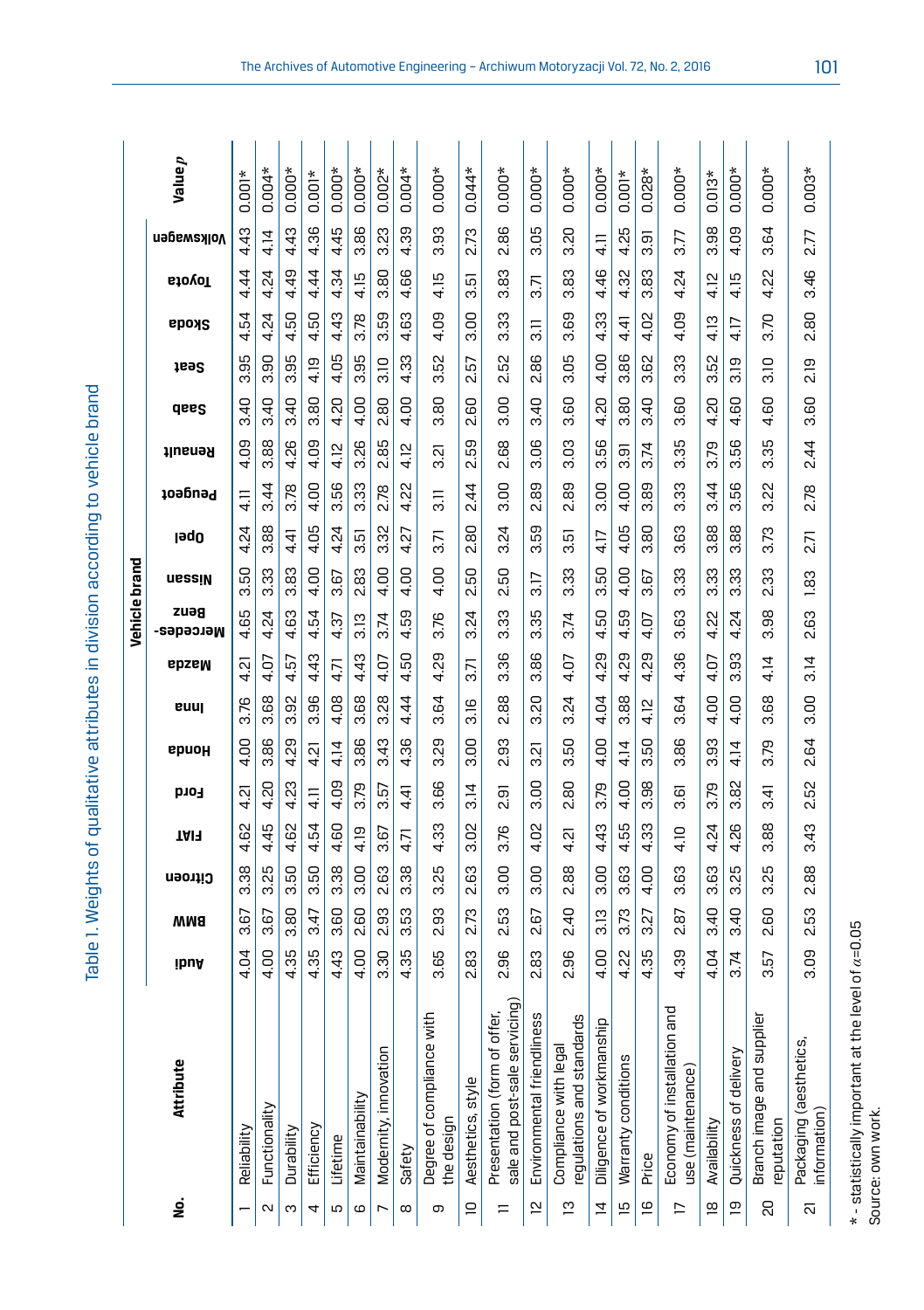Table 1. Weights of qualitative attributes in division according to vehicle brand

| No. | Attribute | Vehicle brand | | | | | | | | | | | | | | | | | | Value *p* |
|---|---|---|---|---|---|---|---|---|---|---|---|---|---|---|---|---|---|---|---|---|
| | | Audi | BMW | Citroen | FIAT | Ford | Honda | Inna | Mazda | Mercedes-Benz | Nissan | Opel | Peugeot | Renault | Saab | Seat | Škoda | Toyota | Volkswagen | |
| 1 | Reliability | 4.04 | 3.67 | 3.38 | 4.62 | 4.21 | 4.00 | 3.76 | 4.21 | 4.65 | 3.50 | 4.24 | 4.11 | 4.09 | 3.40 | 3.95 | 4.54 | 4.44 | 4.43 | 0.001* |
| 2 | Functionality | 4.00 | 3.67 | 3.25 | 4.45 | 4.20 | 3.86 | 3.68 | 4.07 | 4.24 | 3.33 | 3.88 | 3.44 | 3.88 | 3.40 | 3.90 | 4.24 | 4.24 | 4.14 | 0.004* |
| 3 | Durability | 4.35 | 3.80 | 3.50 | 4.62 | 4.23 | 4.29 | 3.92 | 4.57 | 4.63 | 3.83 | 4.41 | 3.78 | 4.26 | 3.40 | 3.95 | 4.50 | 4.49 | 4.43 | 0.000* |
| 4 | Efficiency | 4.35 | 3.47 | 3.50 | 4.54 | 4.11 | 4.21 | 3.96 | 4.43 | 4.54 | 4.00 | 4.05 | 4.00 | 4.09 | 3.80 | 4.19 | 4.50 | 4.44 | 4.36 | 0.001* |
| 5 | Lifetime | 4.43 | 3.60 | 3.38 | 4.60 | 4.09 | 4.14 | 4.08 | 4.71 | 4.37 | 3.67 | 4.24 | 3.56 | 4.12 | 4.20 | 4.05 | 4.43 | 4.34 | 4.45 | 0.000* |
| 6 | Maintainability | 4.00 | 2.60 | 3.00 | 4.19 | 3.79 | 3.86 | 3.68 | 4.43 | 3.13 | 2.83 | 3.51 | 3.33 | 3.26 | 4.00 | 3.95 | 3.78 | 4.15 | 3.86 | 0.000* |
| 7 | Modernity, innovation | 3.30 | 2.93 | 2.63 | 3.67 | 3.57 | 3.43 | 3.28 | 4.07 | 3.74 | 4.00 | 3.32 | 2.78 | 2.85 | 2.80 | 3.10 | 3.59 | 3.80 | 3.23 | 0.002* |
| 8 | Safety | 4.35 | 3.53 | 3.38 | 4.71 | 4.41 | 4.36 | 4.44 | 4.50 | 4.59 | 4.00 | 4.27 | 4.22 | 4.12 | 4.00 | 4.33 | 4.63 | 4.66 | 4.39 | 0.004* |
| 9 | Degree of compliance with the design | 3.65 | 2.93 | 3.25 | 4.33 | 3.66 | 3.29 | 3.64 | 4.29 | 3.76 | 4.00 | 3.71 | 3.11 | 3.21 | 3.80 | 3.52 | 4.09 | 4.15 | 3.93 | 0.000* |
| 10 | Aesthetics, style | 2.83 | 2.73 | 2.63 | 3.02 | 3.14 | 3.00 | 3.16 | 3.71 | 3.24 | 2.50 | 2.80 | 2.44 | 2.59 | 2.60 | 2.57 | 3.00 | 3.51 | 2.73 | 0.044* |
| 11 | Presentation (form of offer, sale and post-sale servicing) | 2.96 | 2.53 | 3.00 | 3.76 | 2.91 | 2.93 | 2.88 | 3.36 | 3.33 | 2.50 | 3.24 | 3.00 | 2.68 | 3.00 | 2.52 | 3.33 | 3.83 | 2.86 | 0.000* |
| 12 | Environmental friendliness | 2.83 | 2.67 | 3.00 | 4.02 | 3.00 | 3.21 | 3.20 | 3.86 | 3.35 | 3.17 | 3.59 | 2.89 | 3.06 | 3.40 | 2.86 | 3.11 | 3.71 | 3.05 | 0.000* |
| 13 | Compliance with legal regulations and standards | 2.96 | 2.40 | 2.88 | 4.21 | 2.80 | 3.50 | 3.24 | 4.07 | 3.74 | 3.33 | 3.51 | 2.89 | 3.03 | 3.60 | 3.05 | 3.69 | 3.83 | 3.20 | 0.000* |
| 14 | Diligence of workmanship | 4.00 | 3.13 | 3.00 | 4.43 | 3.79 | 4.00 | 4.04 | 4.29 | 4.50 | 3.50 | 4.17 | 3.00 | 3.56 | 4.20 | 4.00 | 4.33 | 4.46 | 4.11 | 0.000* |
| 15 | Warranty conditions | 4.22 | 3.73 | 3.63 | 4.55 | 4.00 | 4.14 | 3.88 | 4.29 | 4.59 | 4.00 | 4.05 | 4.00 | 3.91 | 3.80 | 3.86 | 4.41 | 4.32 | 4.25 | 0.001* |
| 16 | Price | 4.35 | 3.27 | 4.00 | 4.33 | 3.98 | 3.50 | 4.12 | 4.29 | 4.07 | 3.67 | 3.80 | 3.89 | 3.74 | 3.40 | 3.62 | 4.02 | 3.83 | 3.91 | 0.028* |
| 17 | Economy of installation and use (maintenance) | 4.39 | 2.87 | 3.63 | 4.10 | 3.61 | 3.86 | 3.64 | 4.36 | 3.63 | 3.33 | 3.63 | 3.33 | 3.35 | 3.60 | 3.33 | 4.09 | 4.24 | 3.77 | 0.000* |
| 18 | Availability | 4.04 | 3.40 | 3.63 | 4.24 | 3.79 | 3.93 | 4.00 | 4.07 | 4.22 | 3.33 | 3.88 | 3.44 | 3.79 | 4.20 | 3.52 | 4.13 | 4.12 | 3.98 | 0.013* |
| 19 | Quickness of delivery | 3.74 | 3.40 | 3.25 | 4.26 | 3.82 | 4.14 | 4.00 | 3.93 | 4.24 | 3.33 | 3.88 | 3.56 | 3.56 | 4.60 | 3.19 | 4.17 | 4.15 | 4.09 | 0.000* |
| 20 | Branch image and supplier reputation | 3.57 | 2.60 | 3.25 | 3.88 | 3.41 | 3.79 | 3.68 | 4.14 | 3.98 | 2.33 | 3.73 | 3.22 | 3.35 | 4.60 | 3.10 | 3.70 | 4.22 | 3.64 | 0.000* |
| 21 | Packaging (aesthetics, information) | 3.09 | 2.53 | 2.88 | 3.43 | 2.52 | 2.64 | 3.00 | 3.14 | 2.63 | 1.83 | 2.71 | 2.78 | 2.44 | 3.60 | 2.19 | 2.80 | 3.46 | 2.77 | 0.003* |

\* - statistically important at the level of $\alpha$=0.05
Source: own work.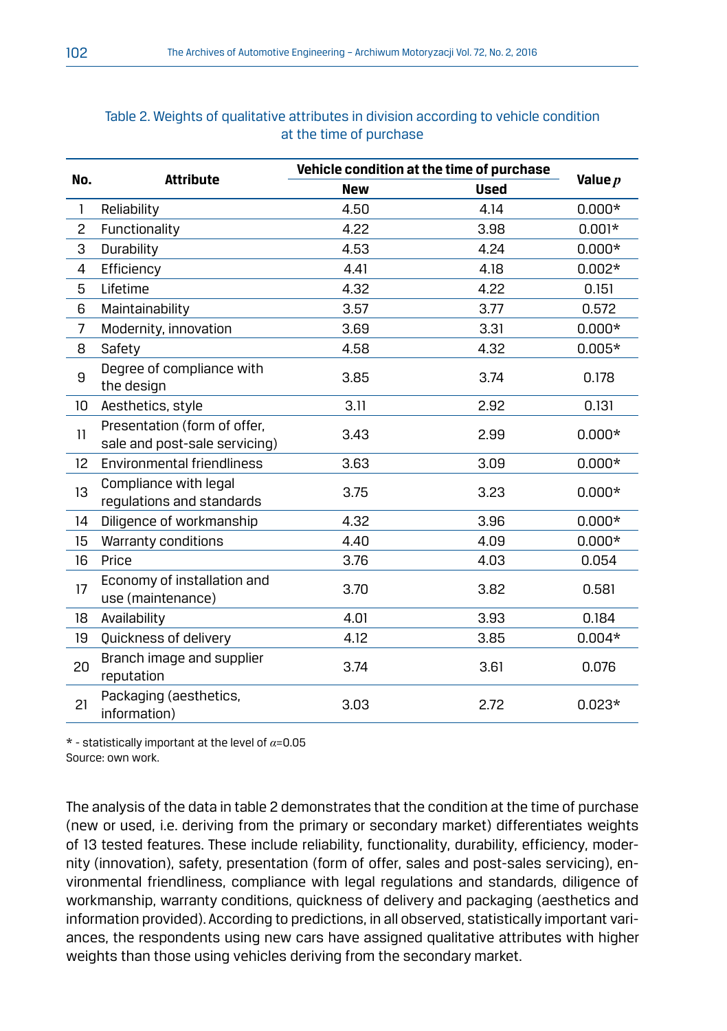Table 2. Weights of qualitative attributes in division according to vehicle condition at the time of purchase

| No. | Attribute | Vehicle condition at the time of purchase | | Value $p$ |
|---|---|---|---|---|
| | | New | Used | |
| 1 | Reliability | 4.50 | 4.14 | 0.000* |
| 2 | Functionality | 4.22 | 3.98 | 0.001* |
| 3 | Durability | 4.53 | 4.24 | 0.000* |
| 4 | Efficiency | 4.41 | 4.18 | 0.002* |
| 5 | Lifetime | 4.32 | 4.22 | 0.151 |
| 6 | Maintainability | 3.57 | 3.77 | 0.572 |
| 7 | Modernity, innovation | 3.69 | 3.31 | 0.000* |
| 8 | Safety | 4.58 | 4.32 | 0.005* |
| 9 | Degree of compliance with the design | 3.85 | 3.74 | 0.178 |
| 10 | Aesthetics, style | 3.11 | 2.92 | 0.131 |
| 11 | Presentation (form of offer, sale and post-sale servicing) | 3.43 | 2.99 | 0.000* |
| 12 | Environmental friendliness | 3.63 | 3.09 | 0.000* |
| 13 | Compliance with legal regulations and standards | 3.75 | 3.23 | 0.000* |
| 14 | Diligence of workmanship | 4.32 | 3.96 | 0.000* |
| 15 | Warranty conditions | 4.40 | 4.09 | 0.000* |
| 16 | Price | 3.76 | 4.03 | 0.054 |
| 17 | Economy of installation and use (maintenance) | 3.70 | 3.82 | 0.581 |
| 18 | Availability | 4.01 | 3.93 | 0.184 |
| 19 | Quickness of delivery | 4.12 | 3.85 | 0.004* |
| 20 | Branch image and supplier reputation | 3.74 | 3.61 | 0.076 |
| 21 | Packaging (aesthetics, information) | 3.03 | 2.72 | 0.023* |

* - statistically important at the level of $\alpha$=0.05
Source: own work.

The analysis of the data in table 2 demonstrates that the condition at the time of purchase (new or used, i.e. deriving from the primary or secondary market) differentiates weights of 13 tested features. These include reliability, functionality, durability, efficiency, modernity (innovation), safety, presentation (form of offer, sales and post-sales servicing), environmental friendliness, compliance with legal regulations and standards, diligence of workmanship, warranty conditions, quickness of delivery and packaging (aesthetics and information provided). According to predictions, in all observed, statistically important variances, the respondents using new cars have assigned qualitative attributes with higher weights than those using vehicles deriving from the secondary market.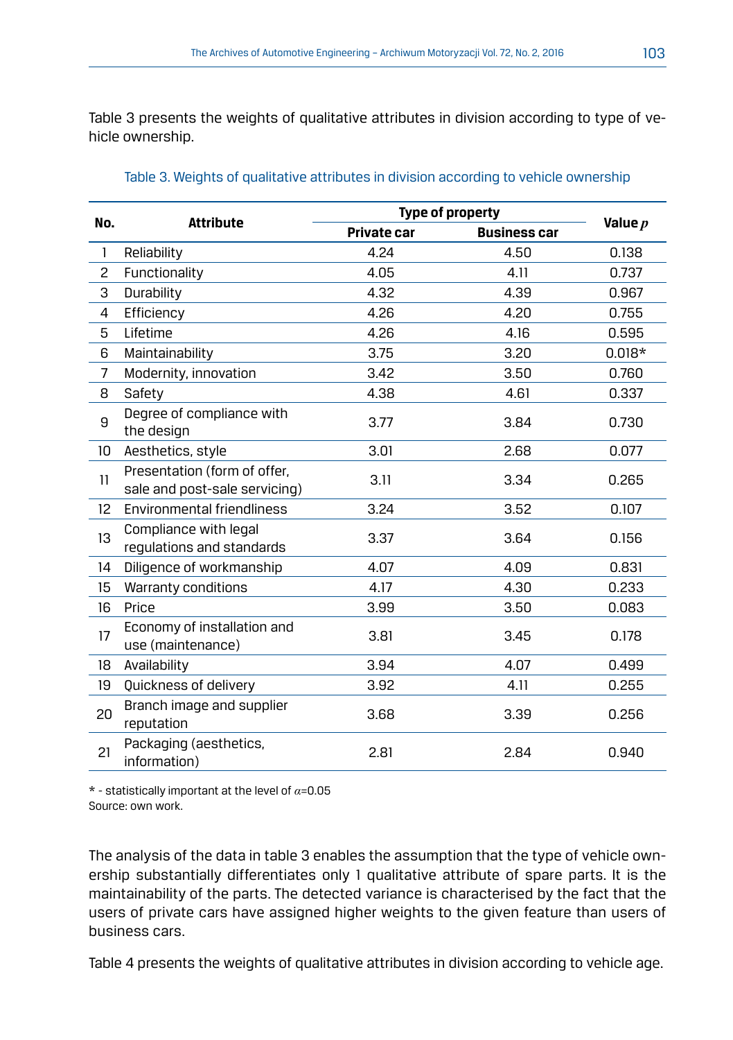Table 3 presents the weights of qualitative attributes in division according to type of vehicle ownership.

Table 3. Weights of qualitative attributes in division according to vehicle ownership

| No. | Attribute | Type of property | | Value $p$ |
|---|---|---|---|---|
| | | Private car | Business car | |
| 1 | Reliability | 4.24 | 4.50 | 0.138 |
| 2 | Functionality | 4.05 | 4.11 | 0.737 |
| 3 | Durability | 4.32 | 4.39 | 0.967 |
| 4 | Efficiency | 4.26 | 4.20 | 0.755 |
| 5 | Lifetime | 4.26 | 4.16 | 0.595 |
| 6 | Maintainability | 3.75 | 3.20 | 0.018* |
| 7 | Modernity, innovation | 3.42 | 3.50 | 0.760 |
| 8 | Safety | 4.38 | 4.61 | 0.337 |
| 9 | Degree of compliance with the design | 3.77 | 3.84 | 0.730 |
| 10 | Aesthetics, style | 3.01 | 2.68 | 0.077 |
| 11 | Presentation (form of offer, sale and post-sale servicing) | 3.11 | 3.34 | 0.265 |
| 12 | Environmental friendliness | 3.24 | 3.52 | 0.107 |
| 13 | Compliance with legal regulations and standards | 3.37 | 3.64 | 0.156 |
| 14 | Diligence of workmanship | 4.07 | 4.09 | 0.831 |
| 15 | Warranty conditions | 4.17 | 4.30 | 0.233 |
| 16 | Price | 3.99 | 3.50 | 0.083 |
| 17 | Economy of installation and use (maintenance) | 3.81 | 3.45 | 0.178 |
| 18 | Availability | 3.94 | 4.07 | 0.499 |
| 19 | Quickness of delivery | 3.92 | 4.11 | 0.255 |
| 20 | Branch image and supplier reputation | 3.68 | 3.39 | 0.256 |
| 21 | Packaging (aesthetics, information) | 2.81 | 2.84 | 0.940 |

* - statistically important at the level of $\alpha$=0.05
Source: own work.

The analysis of the data in table 3 enables the assumption that the type of vehicle ownership substantially differentiates only 1 qualitative attribute of spare parts. It is the maintainability of the parts. The detected variance is characterised by the fact that the users of private cars have assigned higher weights to the given feature than users of business cars.

Table 4 presents the weights of qualitative attributes in division according to vehicle age.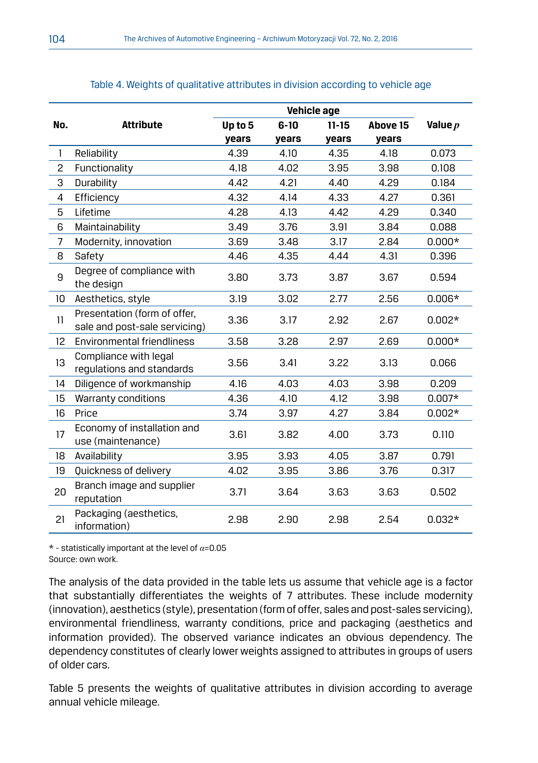Table 4. Weights of qualitative attributes in division according to vehicle age

| No. | Attribute | Vehicle age | | | | Value $p$ |
|---|---|---|---|---|---|---|
| | | Up to 5 years | 6-10 years | 11-15 years | Above 15 years | |
| 1 | Reliability | 4.39 | 4.10 | 4.35 | 4.18 | 0.073 |
| 2 | Functionality | 4.18 | 4.02 | 3.95 | 3.98 | 0.108 |
| 3 | Durability | 4.42 | 4.21 | 4.40 | 4.29 | 0.184 |
| 4 | Efficiency | 4.32 | 4.14 | 4.33 | 4.27 | 0.361 |
| 5 | Lifetime | 4.28 | 4.13 | 4.42 | 4.29 | 0.340 |
| 6 | Maintainability | 3.49 | 3.76 | 3.91 | 3.84 | 0.088 |
| 7 | Modernity, innovation | 3.69 | 3.48 | 3.17 | 2.84 | 0.000* |
| 8 | Safety | 4.46 | 4.35 | 4.44 | 4.31 | 0.396 |
| 9 | Degree of compliance with the design | 3.80 | 3.73 | 3.87 | 3.67 | 0.594 |
| 10 | Aesthetics, style | 3.19 | 3.02 | 2.77 | 2.56 | 0.006* |
| 11 | Presentation (form of offer, sale and post-sale servicing) | 3.36 | 3.17 | 2.92 | 2.67 | 0.002* |
| 12 | Environmental friendliness | 3.58 | 3.28 | 2.97 | 2.69 | 0.000* |
| 13 | Compliance with legal regulations and standards | 3.56 | 3.41 | 3.22 | 3.13 | 0.066 |
| 14 | Diligence of workmanship | 4.16 | 4.03 | 4.03 | 3.98 | 0.209 |
| 15 | Warranty conditions | 4.36 | 4.10 | 4.12 | 3.98 | 0.007* |
| 16 | Price | 3.74 | 3.97 | 4.27 | 3.84 | 0.002* |
| 17 | Economy of installation and use (maintenance) | 3.61 | 3.82 | 4.00 | 3.73 | 0.110 |
| 18 | Availability | 3.95 | 3.93 | 4.05 | 3.87 | 0.791 |
| 19 | Quickness of delivery | 4.02 | 3.95 | 3.86 | 3.76 | 0.317 |
| 20 | Branch image and supplier reputation | 3.71 | 3.64 | 3.63 | 3.63 | 0.502 |
| 21 | Packaging (aesthetics, information) | 2.98 | 2.90 | 2.98 | 2.54 | 0.032* |

* - statistically important at the level of $\alpha$=0.05
Source: own work.

The analysis of the data provided in the table lets us assume that vehicle age is a factor that substantially differentiates the weights of 7 attributes. These include modernity (innovation), aesthetics (style), presentation (form of offer, sales and post-sales servicing), environmental friendliness, warranty conditions, price and packaging (aesthetics and information provided). The observed variance indicates an obvious dependency. The dependency constitutes of clearly lower weights assigned to attributes in groups of users of older cars.

Table 5 presents the weights of qualitative attributes in division according to average annual vehicle mileage.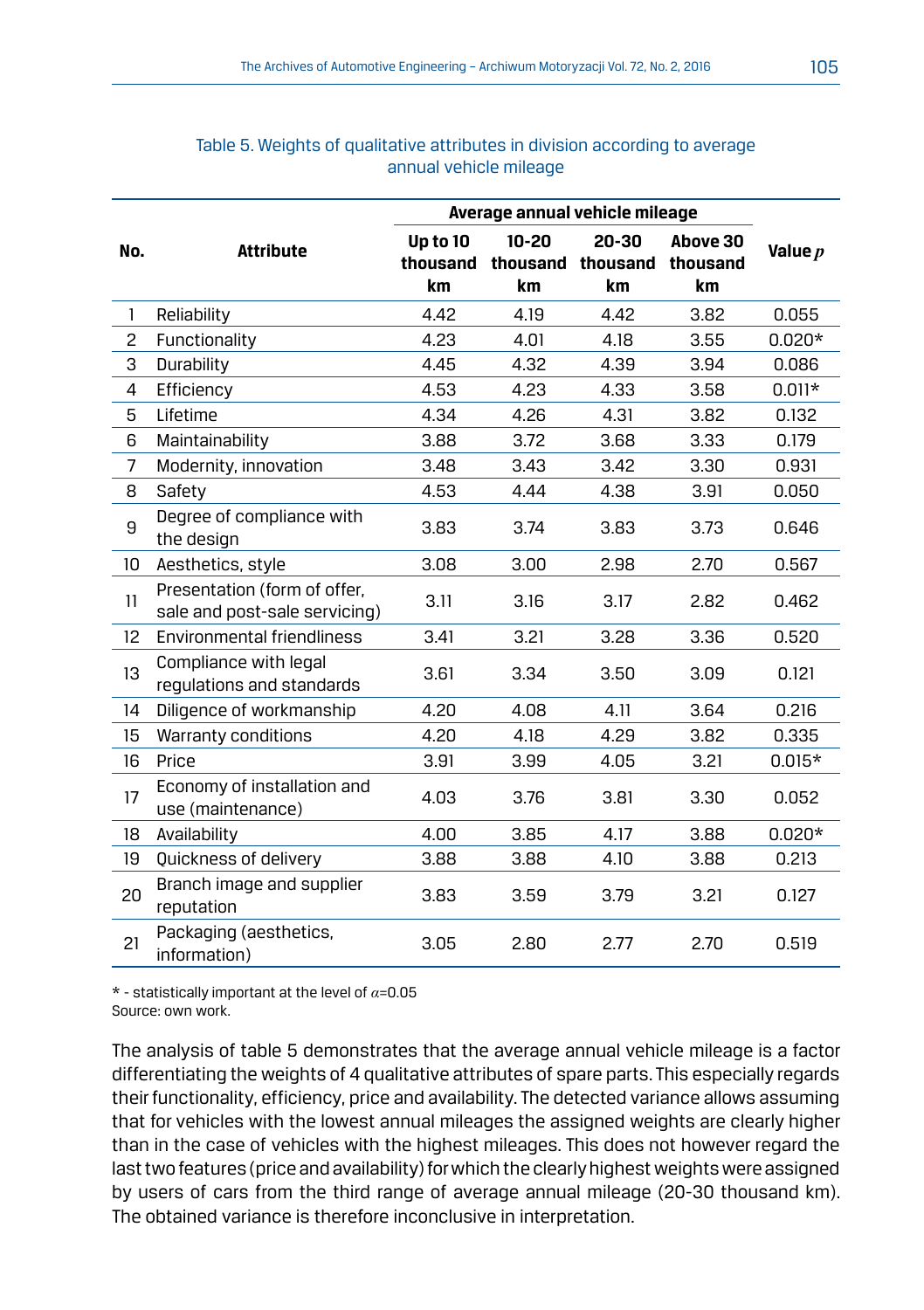Table 5. Weights of qualitative attributes in division according to average annual vehicle mileage

| No. | Attribute | Average annual vehicle mileage | | | | Value $p$ |
|---|---|---|---|---|---|---|
| | | Up to 10 thousand km | 10-20 thousand km | 20-30 thousand km | Above 30 thousand km | |
| 1 | Reliability | 4.42 | 4.19 | 4.42 | 3.82 | 0.055 |
| 2 | Functionality | 4.23 | 4.01 | 4.18 | 3.55 | 0.020* |
| 3 | Durability | 4.45 | 4.32 | 4.39 | 3.94 | 0.086 |
| 4 | Efficiency | 4.53 | 4.23 | 4.33 | 3.58 | 0.011* |
| 5 | Lifetime | 4.34 | 4.26 | 4.31 | 3.82 | 0.132 |
| 6 | Maintainability | 3.88 | 3.72 | 3.68 | 3.33 | 0.179 |
| 7 | Modernity, innovation | 3.48 | 3.43 | 3.42 | 3.30 | 0.931 |
| 8 | Safety | 4.53 | 4.44 | 4.38 | 3.91 | 0.050 |
| 9 | Degree of compliance with the design | 3.83 | 3.74 | 3.83 | 3.73 | 0.646 |
| 10 | Aesthetics, style | 3.08 | 3.00 | 2.98 | 2.70 | 0.567 |
| 11 | Presentation (form of offer, sale and post-sale servicing) | 3.11 | 3.16 | 3.17 | 2.82 | 0.462 |
| 12 | Environmental friendliness | 3.41 | 3.21 | 3.28 | 3.36 | 0.520 |
| 13 | Compliance with legal regulations and standards | 3.61 | 3.34 | 3.50 | 3.09 | 0.121 |
| 14 | Diligence of workmanship | 4.20 | 4.08 | 4.11 | 3.64 | 0.216 |
| 15 | Warranty conditions | 4.20 | 4.18 | 4.29 | 3.82 | 0.335 |
| 16 | Price | 3.91 | 3.99 | 4.05 | 3.21 | 0.015* |
| 17 | Economy of installation and use (maintenance) | 4.03 | 3.76 | 3.81 | 3.30 | 0.052 |
| 18 | Availability | 4.00 | 3.85 | 4.17 | 3.88 | 0.020* |
| 19 | Quickness of delivery | 3.88 | 3.88 | 4.10 | 3.88 | 0.213 |
| 20 | Branch image and supplier reputation | 3.83 | 3.59 | 3.79 | 3.21 | 0.127 |
| 21 | Packaging (aesthetics, information) | 3.05 | 2.80 | 2.77 | 2.70 | 0.519 |

* - statistically important at the level of $\alpha$=0.05
Source: own work.

The analysis of table 5 demonstrates that the average annual vehicle mileage is a factor differentiating the weights of 4 qualitative attributes of spare parts. This especially regards their functionality, efficiency, price and availability. The detected variance allows assuming that for vehicles with the lowest annual mileages the assigned weights are clearly higher than in the case of vehicles with the highest mileages. This does not however regard the last two features (price and availability) for which the clearly highest weights were assigned by users of cars from the third range of average annual mileage (20-30 thousand km). The obtained variance is therefore inconclusive in interpretation.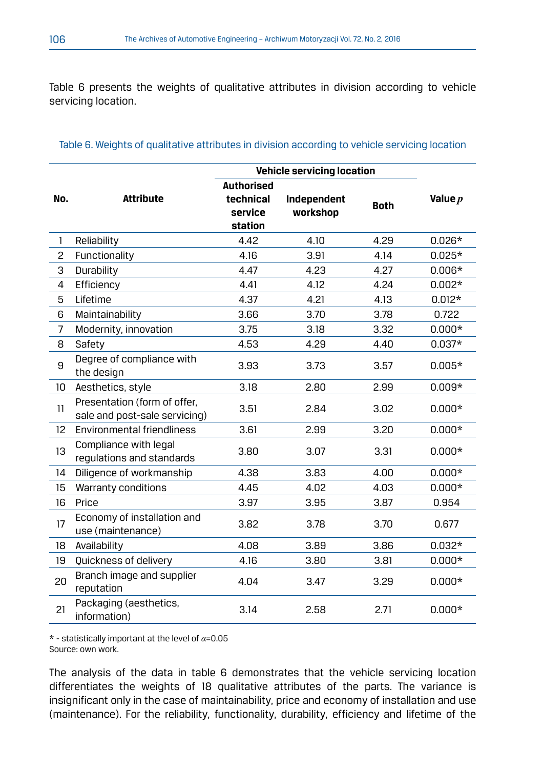Table 6 presents the weights of qualitative attributes in division according to vehicle servicing location.

Table 6. Weights of qualitative attributes in division according to vehicle servicing location

| No. | Attribute | Vehicle servicing location | | | Value $p$ |
|---|---|---|---|---|---|
| | | Authorised technical service station | Independent workshop | Both | |
| 1 | Reliability | 4.42 | 4.10 | 4.29 | 0.026* |
| 2 | Functionality | 4.16 | 3.91 | 4.14 | 0.025* |
| 3 | Durability | 4.47 | 4.23 | 4.27 | 0.006* |
| 4 | Efficiency | 4.41 | 4.12 | 4.24 | 0.002* |
| 5 | Lifetime | 4.37 | 4.21 | 4.13 | 0.012* |
| 6 | Maintainability | 3.66 | 3.70 | 3.78 | 0.722 |
| 7 | Modernity, innovation | 3.75 | 3.18 | 3.32 | 0.000* |
| 8 | Safety | 4.53 | 4.29 | 4.40 | 0.037* |
| 9 | Degree of compliance with the design | 3.93 | 3.73 | 3.57 | 0.005* |
| 10 | Aesthetics, style | 3.18 | 2.80 | 2.99 | 0.009* |
| 11 | Presentation (form of offer, sale and post-sale servicing) | 3.51 | 2.84 | 3.02 | 0.000* |
| 12 | Environmental friendliness | 3.61 | 2.99 | 3.20 | 0.000* |
| 13 | Compliance with legal regulations and standards | 3.80 | 3.07 | 3.31 | 0.000* |
| 14 | Diligence of workmanship | 4.38 | 3.83 | 4.00 | 0.000* |
| 15 | Warranty conditions | 4.45 | 4.02 | 4.03 | 0.000* |
| 16 | Price | 3.97 | 3.95 | 3.87 | 0.954 |
| 17 | Economy of installation and use (maintenance) | 3.82 | 3.78 | 3.70 | 0.677 |
| 18 | Availability | 4.08 | 3.89 | 3.86 | 0.032* |
| 19 | Quickness of delivery | 4.16 | 3.80 | 3.81 | 0.000* |
| 20 | Branch image and supplier reputation | 4.04 | 3.47 | 3.29 | 0.000* |
| 21 | Packaging (aesthetics, information) | 3.14 | 2.58 | 2.71 | 0.000* |

* - statistically important at the level of $\alpha$=0.05
Source: own work.

The analysis of the data in table 6 demonstrates that the vehicle servicing location differentiates the weights of 18 qualitative attributes of the parts. The variance is insignificant only in the case of maintainability, price and economy of installation and use (maintenance). For the reliability, functionality, durability, efficiency and lifetime of the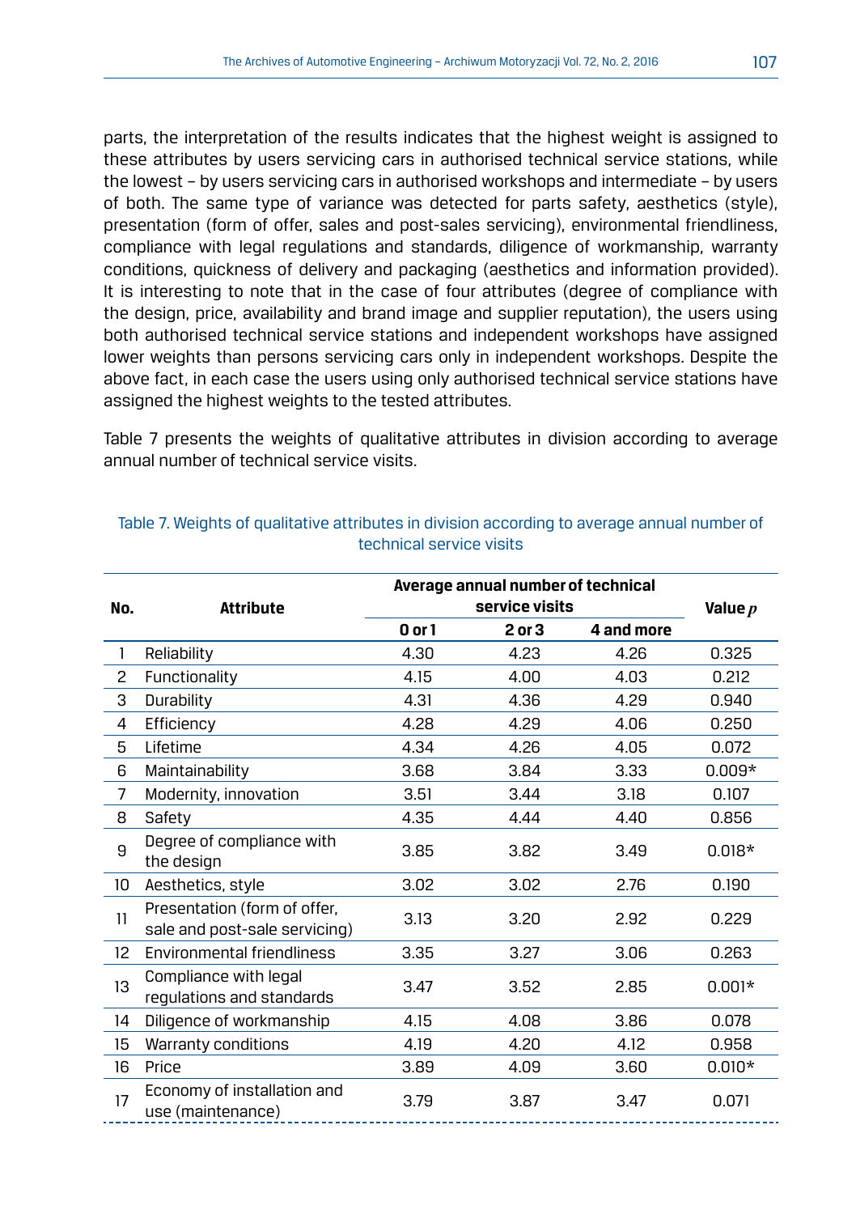parts, the interpretation of the results indicates that the highest weight is assigned to these attributes by users servicing cars in authorised technical service stations, while the lowest – by users servicing cars in authorised workshops and intermediate – by users of both. The same type of variance was detected for parts safety, aesthetics (style), presentation (form of offer, sales and post-sales servicing), environmental friendliness, compliance with legal regulations and standards, diligence of workmanship, warranty conditions, quickness of delivery and packaging (aesthetics and information provided). It is interesting to note that in the case of four attributes (degree of compliance with the design, price, availability and brand image and supplier reputation), the users using both authorised technical service stations and independent workshops have assigned lower weights than persons servicing cars only in independent workshops. Despite the above fact, in each case the users using only authorised technical service stations have assigned the highest weights to the tested attributes.

Table 7 presents the weights of qualitative attributes in division according to average annual number of technical service visits.

Table 7. Weights of qualitative attributes in division according to average annual number of technical service visits

| No. | Attribute | Average annual number of technical service visits | | | Value $p$ |
|---|---|---|---|---|---|
| | | 0 or 1 | 2 or 3 | 4 and more | |
| 1 | Reliability | 4.30 | 4.23 | 4.26 | 0.325 |
| 2 | Functionality | 4.15 | 4.00 | 4.03 | 0.212 |
| 3 | Durability | 4.31 | 4.36 | 4.29 | 0.940 |
| 4 | Efficiency | 4.28 | 4.29 | 4.06 | 0.250 |
| 5 | Lifetime | 4.34 | 4.26 | 4.05 | 0.072 |
| 6 | Maintainability | 3.68 | 3.84 | 3.33 | 0.009* |
| 7 | Modernity, innovation | 3.51 | 3.44 | 3.18 | 0.107 |
| 8 | Safety | 4.35 | 4.44 | 4.40 | 0.856 |
| 9 | Degree of compliance with the design | 3.85 | 3.82 | 3.49 | 0.018* |
| 10 | Aesthetics, style | 3.02 | 3.02 | 2.76 | 0.190 |
| 11 | Presentation (form of offer, sale and post-sale servicing) | 3.13 | 3.20 | 2.92 | 0.229 |
| 12 | Environmental friendliness | 3.35 | 3.27 | 3.06 | 0.263 |
| 13 | Compliance with legal regulations and standards | 3.47 | 3.52 | 2.85 | 0.001* |
| 14 | Diligence of workmanship | 4.15 | 4.08 | 3.86 | 0.078 |
| 15 | Warranty conditions | 4.19 | 4.20 | 4.12 | 0.958 |
| 16 | Price | 3.89 | 4.09 | 3.60 | 0.010* |
| 17 | Economy of installation and use (maintenance) | 3.79 | 3.87 | 3.47 | 0.071 |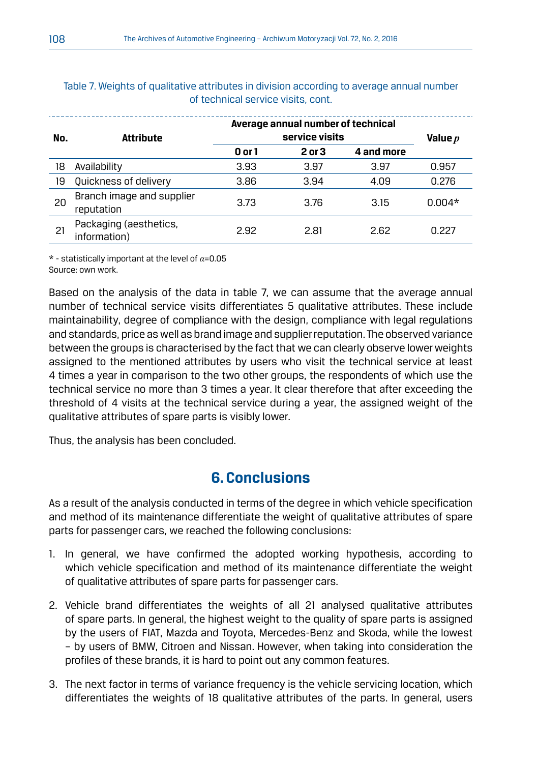Table 7. Weights of qualitative attributes in division according to average annual number of technical service visits, cont.

| No. | Attribute | Average annual number of technical service visits | | | Value $p$ |
|---|---|---|---|---|---|
| | | 0 or 1 | 2 or 3 | 4 and more | |
| 18 | Availability | 3.93 | 3.97 | 3.97 | 0.957 |
| 19 | Quickness of delivery | 3.86 | 3.94 | 4.09 | 0.276 |
| 20 | Branch image and supplier reputation | 3.73 | 3.76 | 3.15 | 0.004* |
| 21 | Packaging (aesthetics, information) | 2.92 | 2.81 | 2.62 | 0.227 |

* - statistically important at the level of $\alpha$=0.05
Source: own work.

Based on the analysis of the data in table 7, we can assume that the average annual number of technical service visits differentiates 5 qualitative attributes. These include maintainability, degree of compliance with the design, compliance with legal regulations and standards, price as well as brand image and supplier reputation. The observed variance between the groups is characterised by the fact that we can clearly observe lower weights assigned to the mentioned attributes by users who visit the technical service at least 4 times a year in comparison to the two other groups, the respondents of which use the technical service no more than 3 times a year. It clear therefore that after exceeding the threshold of 4 visits at the technical service during a year, the assigned weight of the qualitative attributes of spare parts is visibly lower.

Thus, the analysis has been concluded.

## 6. Conclusions

As a result of the analysis conducted in terms of the degree in which vehicle specification and method of its maintenance differentiate the weight of qualitative attributes of spare parts for passenger cars, we reached the following conclusions:

1. In general, we have confirmed the adopted working hypothesis, according to which vehicle specification and method of its maintenance differentiate the weight of qualitative attributes of spare parts for passenger cars.

2. Vehicle brand differentiates the weights of all 21 analysed qualitative attributes of spare parts. In general, the highest weight to the quality of spare parts is assigned by the users of FIAT, Mazda and Toyota, Mercedes-Benz and Skoda, while the lowest – by users of BMW, Citroen and Nissan. However, when taking into consideration the profiles of these brands, it is hard to point out any common features.

3. The next factor in terms of variance frequency is the vehicle servicing location, which differentiates the weights of 18 qualitative attributes of the parts. In general, users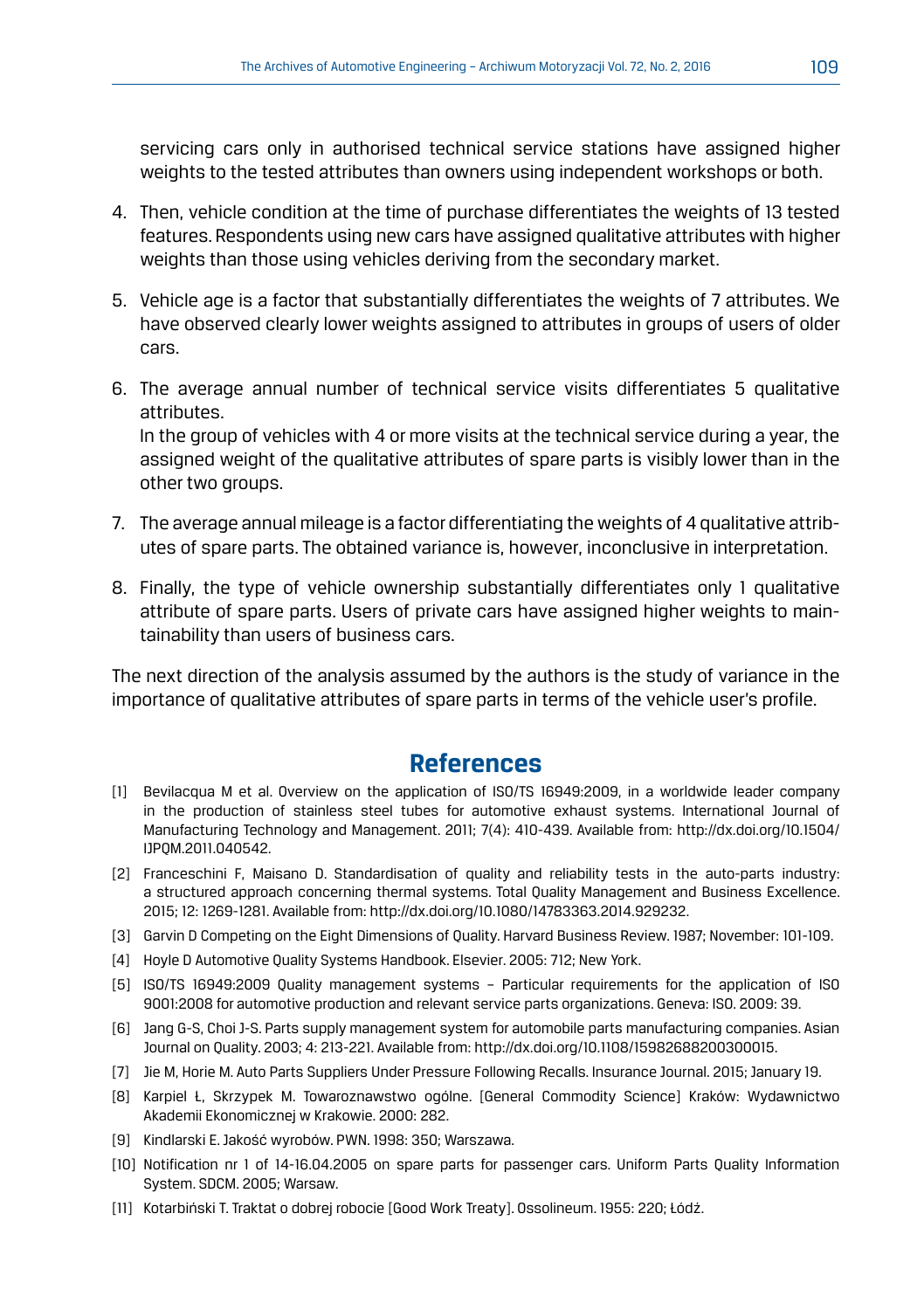servicing cars only in authorised technical service stations have assigned higher weights to the tested attributes than owners using independent workshops or both.

4. Then, vehicle condition at the time of purchase differentiates the weights of 13 tested features. Respondents using new cars have assigned qualitative attributes with higher weights than those using vehicles deriving from the secondary market.

5. Vehicle age is a factor that substantially differentiates the weights of 7 attributes. We have observed clearly lower weights assigned to attributes in groups of users of older cars.

6. The average annual number of technical service visits differentiates 5 qualitative attributes.
   In the group of vehicles with 4 or more visits at the technical service during a year, the assigned weight of the qualitative attributes of spare parts is visibly lower than in the other two groups.

7. The average annual mileage is a factor differentiating the weights of 4 qualitative attributes of spare parts. The obtained variance is, however, inconclusive in interpretation.

8. Finally, the type of vehicle ownership substantially differentiates only 1 qualitative attribute of spare parts. Users of private cars have assigned higher weights to maintainability than users of business cars.

The next direction of the analysis assumed by the authors is the study of variance in the importance of qualitative attributes of spare parts in terms of the vehicle user's profile.

## References

[1] Bevilacqua M et al. Overview on the application of ISO/TS 16949:2009, in a worldwide leader company in the production of stainless steel tubes for automotive exhaust systems. International Journal of Manufacturing Technology and Management. 2011; 7(4): 410-439. Available from: http://dx.doi.org/10.1504/IJPQM.2011.040542.

[2] Franceschini F, Maisano D. Standardisation of quality and reliability tests in the auto-parts industry: a structured approach concerning thermal systems. Total Quality Management and Business Excellence. 2015; 12: 1269-1281. Available from: http://dx.doi.org/10.1080/14783363.2014.929232.

[3] Garvin D Competing on the Eight Dimensions of Quality. Harvard Business Review. 1987; November: 101-109.

[4] Hoyle D Automotive Quality Systems Handbook. Elsevier. 2005: 712; New York.

[5] ISO/TS 16949:2009 Quality management systems – Particular requirements for the application of ISO 9001:2008 for automotive production and relevant service parts organizations. Geneva: ISO. 2009: 39.

[6] Jang G-S, Choi J-S. Parts supply management system for automobile parts manufacturing companies. Asian Journal on Quality. 2003; 4: 213-221. Available from: http://dx.doi.org/10.1108/15982688200300015.

[7] Jie M, Horie M. Auto Parts Suppliers Under Pressure Following Recalls. Insurance Journal. 2015; January 19.

[8] Karpiel Ł, Skrzypek M. Towaroznawstwo ogólne. [General Commodity Science] Kraków: Wydawnictwo Akademii Ekonomicznej w Krakowie. 2000: 282.

[9] Kindlarski E. Jakość wyrobów. PWN. 1998: 350; Warszawa.

[10] Notification nr 1 of 14-16.04.2005 on spare parts for passenger cars. Uniform Parts Quality Information System. SDCM. 2005; Warsaw.

[11] Kotarbiński T. Traktat o dobrej robocie [Good Work Treaty]. Ossolineum. 1955: 220; Łódź.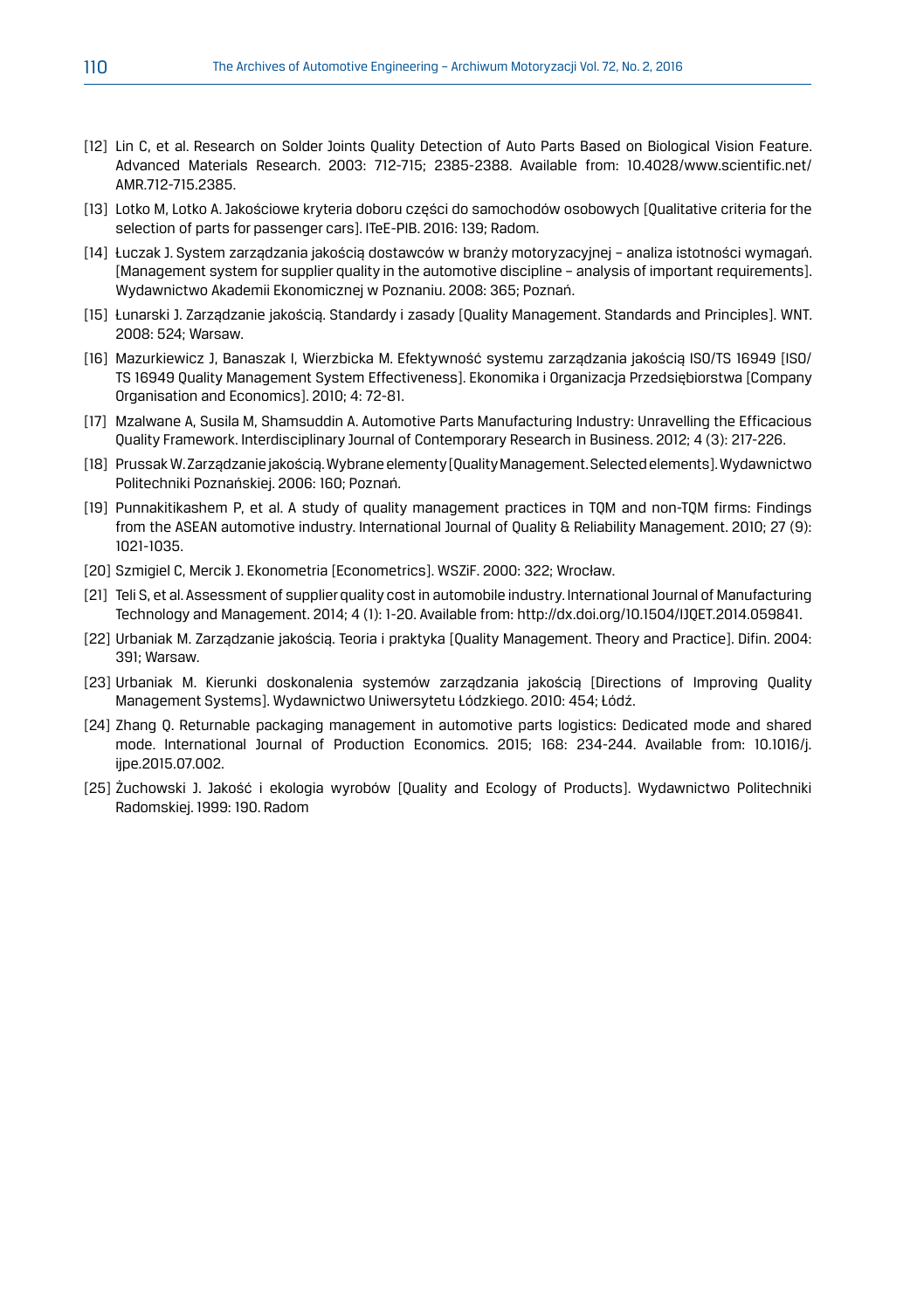[12] Lin C, et al. Research on Solder Joints Quality Detection of Auto Parts Based on Biological Vision Feature. Advanced Materials Research. 2003: 712-715; 2385-2388. Available from: 10.4028/www.scientific.net/AMR.712-715.2385.

[13] Lotko M, Lotko A. Jakościowe kryteria doboru części do samochodów osobowych [Qualitative criteria for the selection of parts for passenger cars]. ITeE-PIB. 2016: 139; Radom.

[14] Łuczak J. System zarządzania jakością dostawców w branży motoryzacyjnej – analiza istotności wymagań. [Management system for supplier quality in the automotive discipline – analysis of important requirements]. Wydawnictwo Akademii Ekonomicznej w Poznaniu. 2008: 365; Poznań.

[15] Łunarski J. Zarządzanie jakością. Standardy i zasady [Quality Management. Standards and Principles]. WNT. 2008: 524; Warsaw.

[16] Mazurkiewicz J, Banaszak I, Wierzbicka M. Efektywność systemu zarządzania jakością ISO/TS 16949 [ISO/TS 16949 Quality Management System Effectiveness]. Ekonomika i Organizacja Przedsiębiorstwa [Company Organisation and Economics]. 2010; 4: 72-81.

[17] Mzalwane A, Susila M, Shamsuddin A. Automotive Parts Manufacturing Industry: Unravelling the Efficacious Quality Framework. Interdisciplinary Journal of Contemporary Research in Business. 2012; 4 (3): 217-226.

[18] Prussak W. Zarządzanie jakością. Wybrane elementy [Quality Management. Selected elements]. Wydawnictwo Politechniki Poznańskiej. 2006: 160; Poznań.

[19] Punnakitikashem P, et al. A study of quality management practices in TQM and non-TQM firms: Findings from the ASEAN automotive industry. International Journal of Quality & Reliability Management. 2010; 27 (9): 1021-1035.

[20] Szmigiel C, Mercik J. Ekonometria [Econometrics]. WSZiF. 2000: 322; Wrocław.

[21] Teli S, et al. Assessment of supplier quality cost in automobile industry. International Journal of Manufacturing Technology and Management. 2014; 4 (1): 1-20. Available from: http://dx.doi.org/10.1504/IJQET.2014.059841.

[22] Urbaniak M. Zarządzanie jakością. Teoria i praktyka [Quality Management. Theory and Practice]. Difin. 2004: 391; Warsaw.

[23] Urbaniak M. Kierunki doskonalenia systemów zarządzania jakością [Directions of Improving Quality Management Systems]. Wydawnictwo Uniwersytetu Łódzkiego. 2010: 454; Łódź.

[24] Zhang Q. Returnable packaging management in automotive parts logistics: Dedicated mode and shared mode. International Journal of Production Economics. 2015; 168: 234-244. Available from: 10.1016/j.ijpe.2015.07.002.

[25] Żuchowski J. Jakość i ekologia wyrobów [Quality and Ecology of Products]. Wydawnictwo Politechniki Radomskiej. 1999: 190. Radom